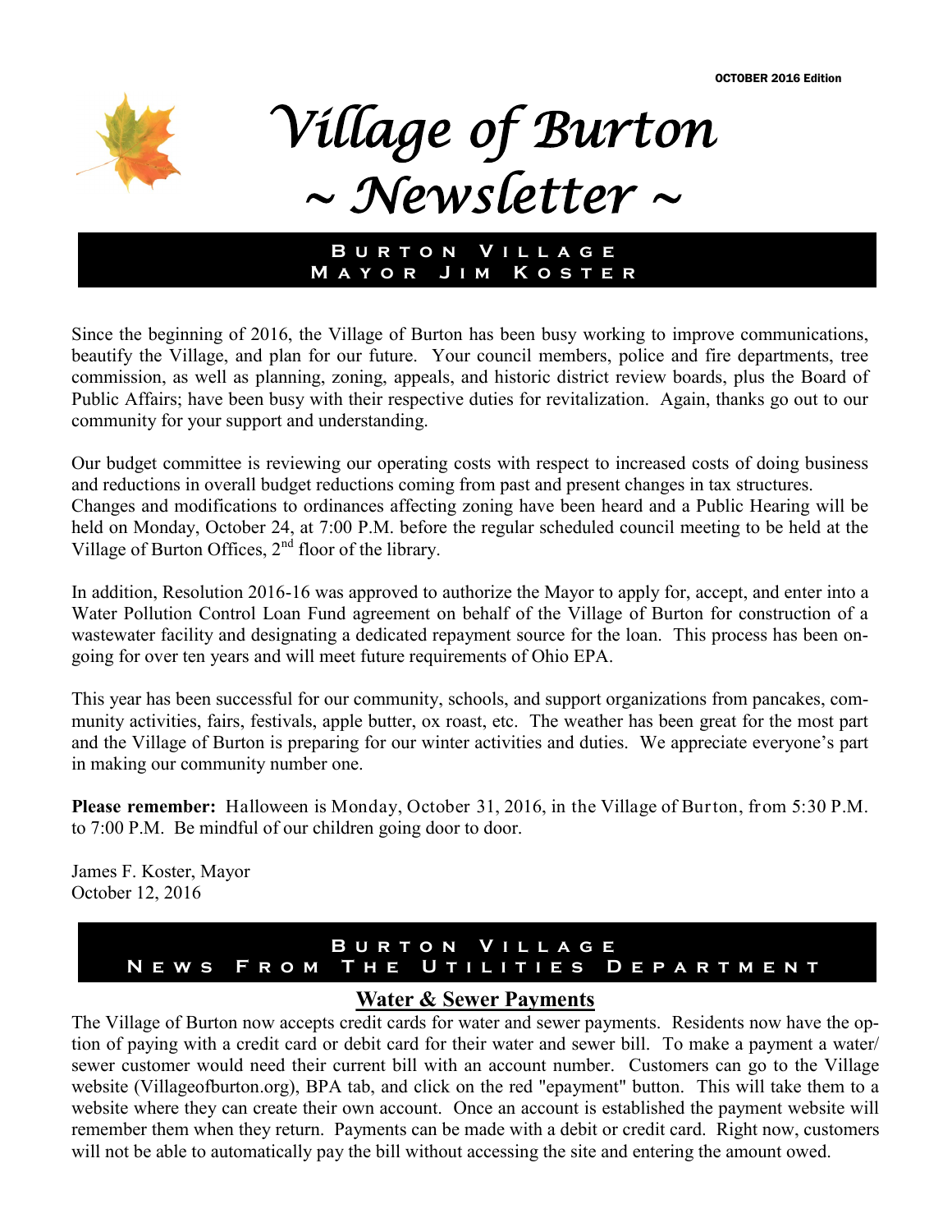OCTOBER 2016 Edition

# Village of Burton ~ Newsletter ~

## Burton Village Mayor Jim Koster

Since the beginning of 2016, the Village of Burton has been busy working to improve communications, beautify the Village, and plan for our future. Your council members, police and fire departments, tree commission, as well as planning, zoning, appeals, and historic district review boards, plus the Board of Public Affairs; have been busy with their respective duties for revitalization. Again, thanks go out to our community for your support and understanding.

Our budget committee is reviewing our operating costs with respect to increased costs of doing business and reductions in overall budget reductions coming from past and present changes in tax structures. Changes and modifications to ordinances affecting zoning have been heard and a Public Hearing will be held on Monday, October 24, at 7:00 P.M. before the regular scheduled council meeting to be held at the Village of Burton Offices, 2nd floor of the library.

In addition, Resolution 2016-16 was approved to authorize the Mayor to apply for, accept, and enter into a Water Pollution Control Loan Fund agreement on behalf of the Village of Burton for construction of a wastewater facility and designating a dedicated repayment source for the loan. This process has been ongoing for over ten years and will meet future requirements of Ohio EPA.

This year has been successful for our community, schools, and support organizations from pancakes, community activities, fairs, festivals, apple butter, ox roast, etc. The weather has been great for the most part and the Village of Burton is preparing for our winter activities and duties. We appreciate everyone's part in making our community number one.

**Please remember:** Halloween is Monday, October 31, 2016, in the Village of Burton, from 5:30 P.M. to 7:00 P.M. Be mindful of our children going door to door.

James F. Koster, Mayor
October 12, 2016

## Burton Village News From The Utilities Department

### Water & Sewer Payments

The Village of Burton now accepts credit cards for water and sewer payments. Residents now have the option of paying with a credit card or debit card for their water and sewer bill. To make a payment a water/sewer customer would need their current bill with an account number. Customers can go to the Village website (Villageofburton.org), BPA tab, and click on the red "epayment" button. This will take them to a website where they can create their own account. Once an account is established the payment website will remember them when they return. Payments can be made with a debit or credit card. Right now, customers will not be able to automatically pay the bill without accessing the site and entering the amount owed.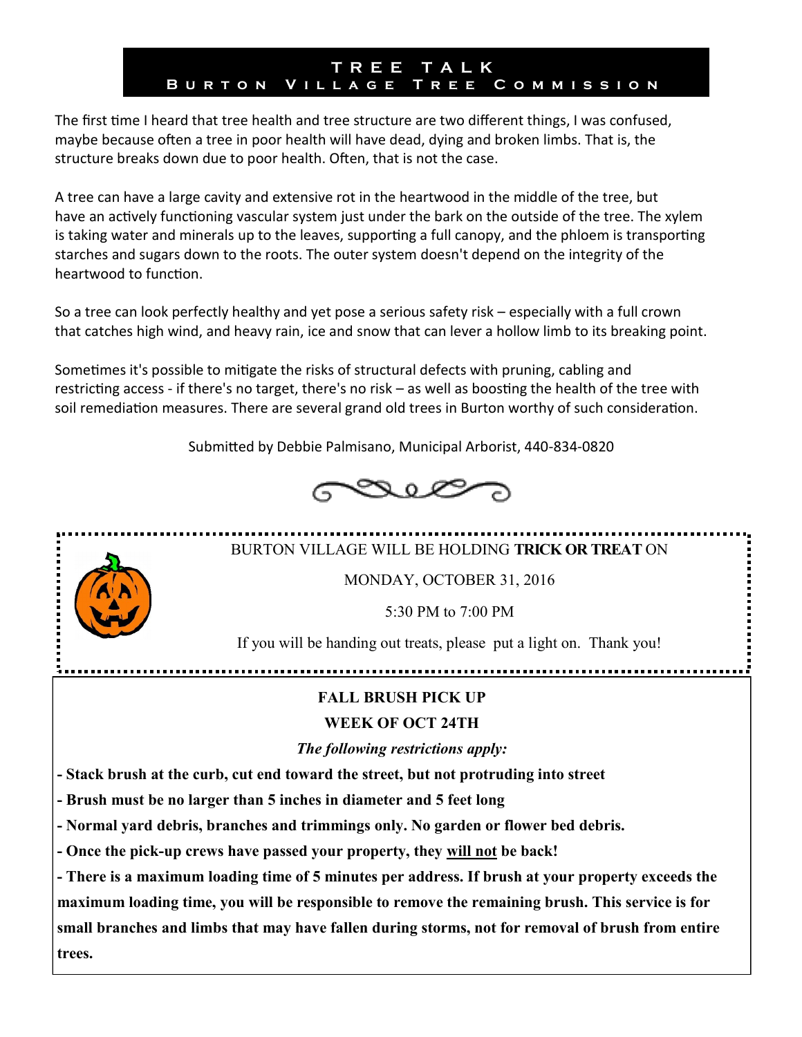# TREE TALK
## Burton Village Tree Commission

The first time I heard that tree health and tree structure are two different things, I was confused, maybe because often a tree in poor health will have dead, dying and broken limbs. That is, the structure breaks down due to poor health. Often, that is not the case.

A tree can have a large cavity and extensive rot in the heartwood in the middle of the tree, but have an actively functioning vascular system just under the bark on the outside of the tree. The xylem is taking water and minerals up to the leaves, supporting a full canopy, and the phloem is transporting starches and sugars down to the roots. The outer system doesn't depend on the integrity of the heartwood to function.

So a tree can look perfectly healthy and yet pose a serious safety risk – especially with a full crown that catches high wind, and heavy rain, ice and snow that can lever a hollow limb to its breaking point.

Sometimes it's possible to mitigate the risks of structural defects with pruning, cabling and restricting access - if there's no target, there's no risk – as well as boosting the health of the tree with soil remediation measures. There are several grand old trees in Burton worthy of such consideration.

Submitted by Debbie Palmisano, Municipal Arborist, 440-834-0820

BURTON VILLAGE WILL BE HOLDING **TRICK OR TREAT** ON

MONDAY, OCTOBER 31, 2016

5:30 PM to 7:00 PM

If you will be handing out treats, please put a light on. Thank you!

**FALL BRUSH PICK UP**

**WEEK OF OCT 24TH**

***The following restrictions apply:***

**- Stack brush at the curb, cut end toward the street, but not protruding into street**

**- Brush must be no larger than 5 inches in diameter and 5 feet long**

**- Normal yard debris, branches and trimmings only. No garden or flower bed debris.**

**- Once the pick-up crews have passed your property, they <u>will not</u> be back!**

**- There is a maximum loading time of 5 minutes per address. If brush at your property exceeds the maximum loading time, you will be responsible to remove the remaining brush. This service is for small branches and limbs that may have fallen during storms, not for removal of brush from entire trees.**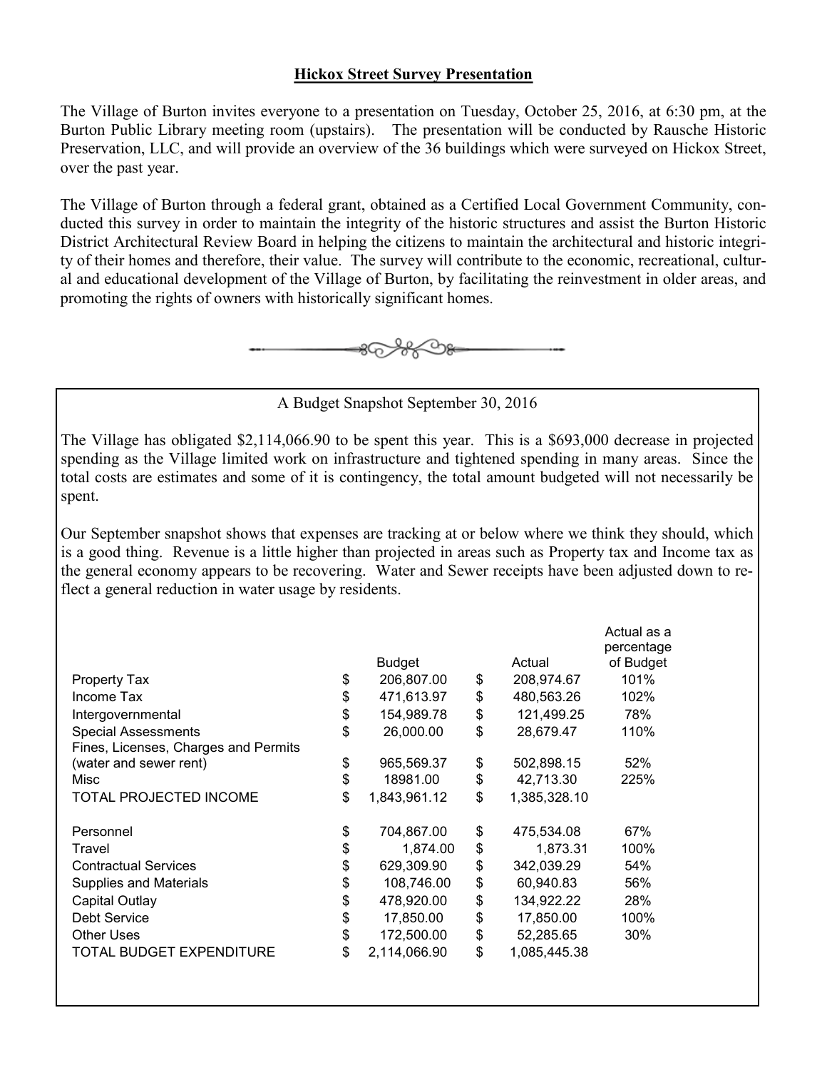## Hickox Street Survey Presentation

The Village of Burton invites everyone to a presentation on Tuesday, October 25, 2016, at 6:30 pm, at the Burton Public Library meeting room (upstairs). The presentation will be conducted by Rausche Historic Preservation, LLC, and will provide an overview of the 36 buildings which were surveyed on Hickox Street, over the past year.

The Village of Burton through a federal grant, obtained as a Certified Local Government Community, conducted this survey in order to maintain the integrity of the historic structures and assist the Burton Historic District Architectural Review Board in helping the citizens to maintain the architectural and historic integrity of their homes and therefore, their value. The survey will contribute to the economic, recreational, cultural and educational development of the Village of Burton, by facilitating the reinvestment in older areas, and promoting the rights of owners with historically significant homes.

---

### A Budget Snapshot September 30, 2016

The Village has obligated $2,114,066.90 to be spent this year. This is a $693,000 decrease in projected spending as the Village limited work on infrastructure and tightened spending in many areas. Since the total costs are estimates and some of it is contingency, the total amount budgeted will not necessarily be spent.

Our September snapshot shows that expenses are tracking at or below where we think they should, which is a good thing. Revenue is a little higher than projected in areas such as Property tax and Income tax as the general economy appears to be recovering. Water and Sewer receipts have been adjusted down to reflect a general reduction in water usage by residents.

| | Budget | Actual | Actual as a percentage of Budget |
|---|---|---|---|
| Property Tax | $ 206,807.00 | $ 208,974.67 | 101% |
| Income Tax | $ 471,613.97 | $ 480,563.26 | 102% |
| Intergovernmental | $ 154,989.78 | $ 121,499.25 | 78% |
| Special Assessments | $ 26,000.00 | $ 28,679.47 | 110% |
| Fines, Licenses, Charges and Permits (water and sewer rent) | $ 965,569.37 | $ 502,898.15 | 52% |
| Misc | $ 18981.00 | $ 42,713.30 | 225% |
| TOTAL PROJECTED INCOME | $ 1,843,961.12 | $ 1,385,328.10 | |
| | | | |
| Personnel | $ 704,867.00 | $ 475,534.08 | 67% |
| Travel | $ 1,874.00 | $ 1,873.31 | 100% |
| Contractual Services | $ 629,309.90 | $ 342,039.29 | 54% |
| Supplies and Materials | $ 108,746.00 | $ 60,940.83 | 56% |
| Capital Outlay | $ 478,920.00 | $ 134,922.22 | 28% |
| Debt Service | $ 17,850.00 | $ 17,850.00 | 100% |
| Other Uses | $ 172,500.00 | $ 52,285.65 | 30% |
| TOTAL BUDGET EXPENDITURE | $ 2,114,066.90 | $ 1,085,445.38 | |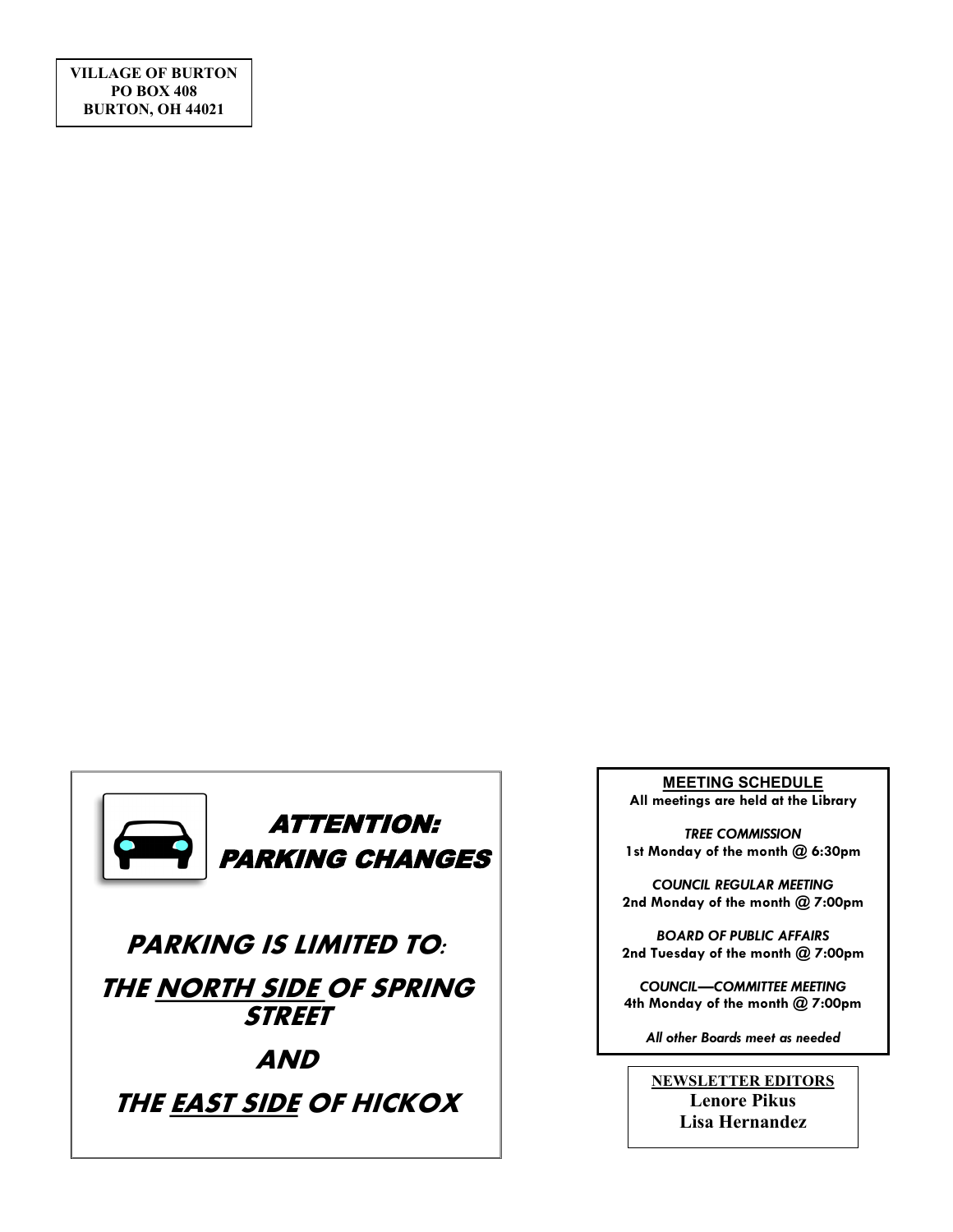**VILLAGE OF BURTON**
**PO BOX 408**
**BURTON, OH 44021**

## ATTENTION: PARKING CHANGES

**PARKING IS LIMITED TO:**

**THE NORTH SIDE OF SPRING STREET**

**AND**

**THE EAST SIDE OF HICKOX**

**MEETING SCHEDULE**

**All meetings are held at the Library**

***TREE COMMISSION***
**1st Monday of the month @ 6:30pm**

***COUNCIL REGULAR MEETING***
**2nd Monday of the month @ 7:00pm**

***BOARD OF PUBLIC AFFAIRS***
**2nd Tuesday of the month @ 7:00pm**

***COUNCIL—COMMITTEE MEETING***
**4th Monday of the month @ 7:00pm**

***All other Boards meet as needed***

**NEWSLETTER EDITORS**
**Lenore Pikus**
**Lisa Hernandez**